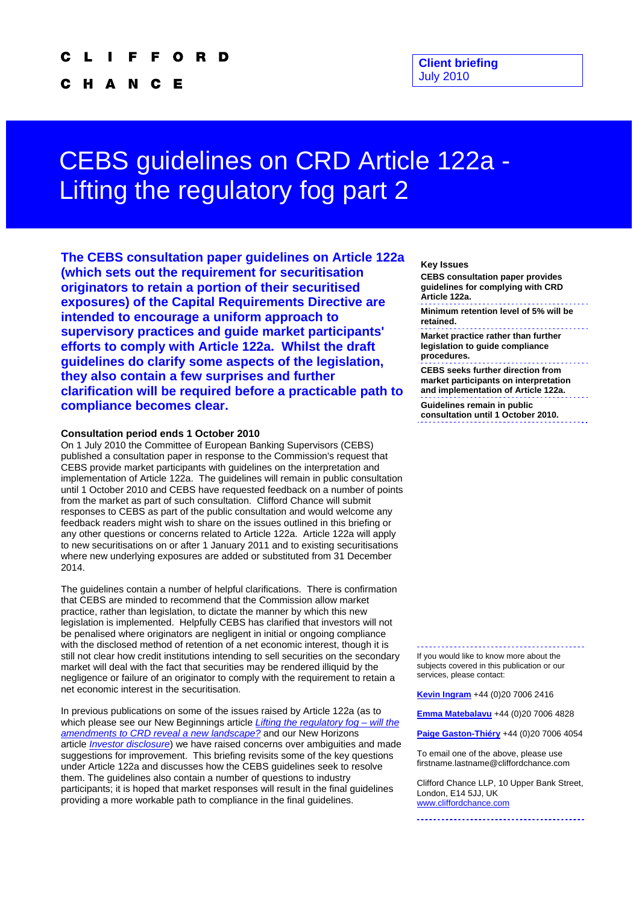CLIFFORD

CHANCE

**Client briefing**
July 2010

# CEBS guidelines on CRD Article 122a - Lifting the regulatory fog part 2

**The CEBS consultation paper guidelines on Article 122a (which sets out the requirement for securitisation originators to retain a portion of their securitised exposures) of the Capital Requirements Directive are intended to encourage a uniform approach to supervisory practices and guide market participants' efforts to comply with Article 122a. Whilst the draft guidelines do clarify some aspects of the legislation, they also contain a few surprises and further clarification will be required before a practicable path to compliance becomes clear.**

**Key Issues**

- **CEBS consultation paper provides guidelines for complying with CRD Article 122a.**
- **Minimum retention level of 5% will be retained.**
- **Market practice rather than further legislation to guide compliance procedures.**
- **CEBS seeks further direction from market participants on interpretation and implementation of Article 122a.**
- **Guidelines remain in public consultation until 1 October 2010.**

### Consultation period ends 1 October 2010

On 1 July 2010 the Committee of European Banking Supervisors (CEBS) published a consultation paper in response to the Commission's request that CEBS provide market participants with guidelines on the interpretation and implementation of Article 122a. The guidelines will remain in public consultation until 1 October 2010 and CEBS have requested feedback on a number of points from the market as part of such consultation. Clifford Chance will submit responses to CEBS as part of the public consultation and would welcome any feedback readers might wish to share on the issues outlined in this briefing or any other questions or concerns related to Article 122a. Article 122a will apply to new securitisations on or after 1 January 2011 and to existing securitisations where new underlying exposures are added or substituted from 31 December 2014.

The guidelines contain a number of helpful clarifications. There is confirmation that CEBS are minded to recommend that the Commission allow market practice, rather than legislation, to dictate the manner by which this new legislation is implemented. Helpfully CEBS has clarified that investors will not be penalised where originators are negligent in initial or ongoing compliance with the disclosed method of retention of a net economic interest, though it is still not clear how credit institutions intending to sell securities on the secondary market will deal with the fact that securities may be rendered illiquid by the negligence or failure of an originator to comply with the requirement to retain a net economic interest in the securitisation.

In previous publications on some of the issues raised by Article 122a (as to which please see our New Beginnings article *Lifting the regulatory fog – will the amendments to CRD reveal a new landscape?* and our New Horizons article *Investor disclosure*) we have raised concerns over ambiguities and made suggestions for improvement. This briefing revisits some of the key questions under Article 122a and discusses how the CEBS guidelines seek to resolve them. The guidelines also contain a number of questions to industry participants; it is hoped that market responses will result in the final guidelines providing a more workable path to compliance in the final guidelines.

If you would like to know more about the subjects covered in this publication or our services, please contact:

Kevin Ingram +44 (0)20 7006 2416

Emma Matebalavu +44 (0)20 7006 4828

Paige Gaston-Thiéry +44 (0)20 7006 4054

To email one of the above, please use firstname.lastname@cliffordchance.com

Clifford Chance LLP, 10 Upper Bank Street, London, E14 5JJ, UK
www.cliffordchance.com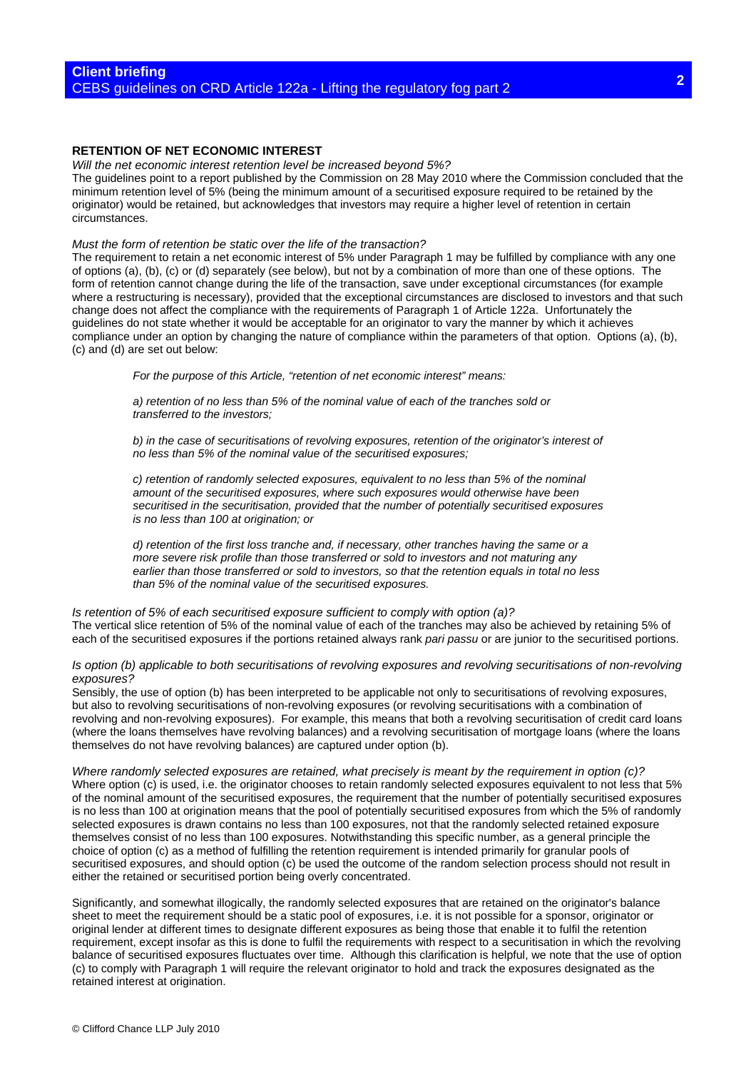## RETENTION OF NET ECONOMIC INTEREST

*Will the net economic interest retention level be increased beyond 5%?*

The guidelines point to a report published by the Commission on 28 May 2010 where the Commission concluded that the minimum retention level of 5% (being the minimum amount of a securitised exposure required to be retained by the originator) would be retained, but acknowledges that investors may require a higher level of retention in certain circumstances.

*Must the form of retention be static over the life of the transaction?*

The requirement to retain a net economic interest of 5% under Paragraph 1 may be fulfilled by compliance with any one of options (a), (b), (c) or (d) separately (see below), but not by a combination of more than one of these options. The form of retention cannot change during the life of the transaction, save under exceptional circumstances (for example where a restructuring is necessary), provided that the exceptional circumstances are disclosed to investors and that such change does not affect the compliance with the requirements of Paragraph 1 of Article 122a. Unfortunately the guidelines do not state whether it would be acceptable for an originator to vary the manner by which it achieves compliance under an option by changing the nature of compliance within the parameters of that option. Options (a), (b), (c) and (d) are set out below:

> *For the purpose of this Article, "retention of net economic interest" means:*
>
> *a) retention of no less than 5% of the nominal value of each of the tranches sold or transferred to the investors;*
>
> *b) in the case of securitisations of revolving exposures, retention of the originator's interest of no less than 5% of the nominal value of the securitised exposures;*
>
> *c) retention of randomly selected exposures, equivalent to no less than 5% of the nominal amount of the securitised exposures, where such exposures would otherwise have been securitised in the securitisation, provided that the number of potentially securitised exposures is no less than 100 at origination; or*
>
> *d) retention of the first loss tranche and, if necessary, other tranches having the same or a more severe risk profile than those transferred or sold to investors and not maturing any earlier than those transferred or sold to investors, so that the retention equals in total no less than 5% of the nominal value of the securitised exposures.*

*Is retention of 5% of each securitised exposure sufficient to comply with option (a)?*

The vertical slice retention of 5% of the nominal value of each of the tranches may also be achieved by retaining 5% of each of the securitised exposures if the portions retained always rank *pari passu* or are junior to the securitised portions.

*Is option (b) applicable to both securitisations of revolving exposures and revolving securitisations of non-revolving exposures?*

Sensibly, the use of option (b) has been interpreted to be applicable not only to securitisations of revolving exposures, but also to revolving securitisations of non-revolving exposures (or revolving securitisations with a combination of revolving and non-revolving exposures). For example, this means that both a revolving securitisation of credit card loans (where the loans themselves have revolving balances) and a revolving securitisation of mortgage loans (where the loans themselves do not have revolving balances) are captured under option (b).

*Where randomly selected exposures are retained, what precisely is meant by the requirement in option (c)?*

Where option (c) is used, i.e. the originator chooses to retain randomly selected exposures equivalent to not less that 5% of the nominal amount of the securitised exposures, the requirement that the number of potentially securitised exposures is no less than 100 at origination means that the pool of potentially securitised exposures from which the 5% of randomly selected exposures is drawn contains no less than 100 exposures, not that the randomly selected retained exposure themselves consist of no less than 100 exposures. Notwithstanding this specific number, as a general principle the choice of option (c) as a method of fulfilling the retention requirement is intended primarily for granular pools of securitised exposures, and should option (c) be used the outcome of the random selection process should not result in either the retained or securitised portion being overly concentrated.

Significantly, and somewhat illogically, the randomly selected exposures that are retained on the originator's balance sheet to meet the requirement should be a static pool of exposures, i.e. it is not possible for a sponsor, originator or original lender at different times to designate different exposures as being those that enable it to fulfil the retention requirement, except insofar as this is done to fulfil the requirements with respect to a securitisation in which the revolving balance of securitised exposures fluctuates over time. Although this clarification is helpful, we note that the use of option (c) to comply with Paragraph 1 will require the relevant originator to hold and track the exposures designated as the retained interest at origination.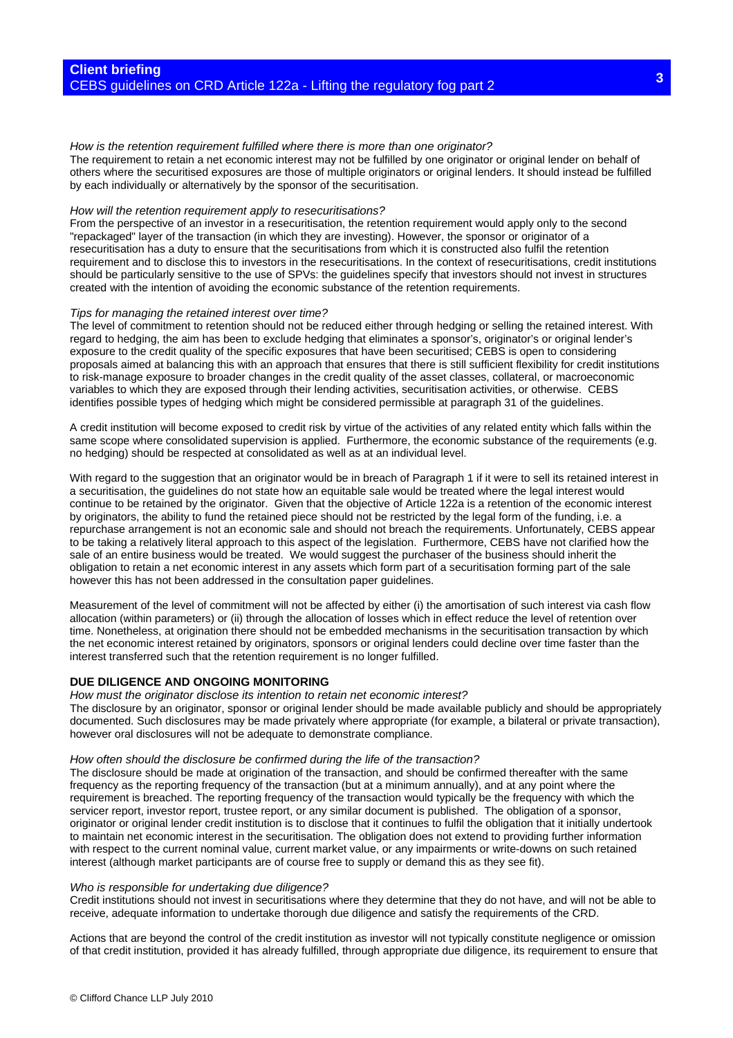*How is the retention requirement fulfilled where there is more than one originator?*

The requirement to retain a net economic interest may not be fulfilled by one originator or original lender on behalf of others where the securitised exposures are those of multiple originators or original lenders. It should instead be fulfilled by each individually or alternatively by the sponsor of the securitisation.

*How will the retention requirement apply to resecuritisations?*

From the perspective of an investor in a resecuritisation, the retention requirement would apply only to the second "repackaged" layer of the transaction (in which they are investing). However, the sponsor or originator of a resecuritisation has a duty to ensure that the securitisations from which it is constructed also fulfil the retention requirement and to disclose this to investors in the resecuritisations. In the context of resecuritisations, credit institutions should be particularly sensitive to the use of SPVs: the guidelines specify that investors should not invest in structures created with the intention of avoiding the economic substance of the retention requirements.

*Tips for managing the retained interest over time?*

The level of commitment to retention should not be reduced either through hedging or selling the retained interest. With regard to hedging, the aim has been to exclude hedging that eliminates a sponsor's, originator's or original lender's exposure to the credit quality of the specific exposures that have been securitised; CEBS is open to considering proposals aimed at balancing this with an approach that ensures that there is still sufficient flexibility for credit institutions to risk-manage exposure to broader changes in the credit quality of the asset classes, collateral, or macroeconomic variables to which they are exposed through their lending activities, securitisation activities, or otherwise. CEBS identifies possible types of hedging which might be considered permissible at paragraph 31 of the guidelines.

A credit institution will become exposed to credit risk by virtue of the activities of any related entity which falls within the same scope where consolidated supervision is applied. Furthermore, the economic substance of the requirements (e.g. no hedging) should be respected at consolidated as well as at an individual level.

With regard to the suggestion that an originator would be in breach of Paragraph 1 if it were to sell its retained interest in a securitisation, the guidelines do not state how an equitable sale would be treated where the legal interest would continue to be retained by the originator. Given that the objective of Article 122a is a retention of the economic interest by originators, the ability to fund the retained piece should not be restricted by the legal form of the funding, i.e. a repurchase arrangement is not an economic sale and should not breach the requirements. Unfortunately, CEBS appear to be taking a relatively literal approach to this aspect of the legislation. Furthermore, CEBS have not clarified how the sale of an entire business would be treated. We would suggest the purchaser of the business should inherit the obligation to retain a net economic interest in any assets which form part of a securitisation forming part of the sale however this has not been addressed in the consultation paper guidelines.

Measurement of the level of commitment will not be affected by either (i) the amortisation of such interest via cash flow allocation (within parameters) or (ii) through the allocation of losses which in effect reduce the level of retention over time. Nonetheless, at origination there should not be embedded mechanisms in the securitisation transaction by which the net economic interest retained by originators, sponsors or original lenders could decline over time faster than the interest transferred such that the retention requirement is no longer fulfilled.

## DUE DILIGENCE AND ONGOING MONITORING

*How must the originator disclose its intention to retain net economic interest?*

The disclosure by an originator, sponsor or original lender should be made available publicly and should be appropriately documented. Such disclosures may be made privately where appropriate (for example, a bilateral or private transaction), however oral disclosures will not be adequate to demonstrate compliance.

*How often should the disclosure be confirmed during the life of the transaction?*

The disclosure should be made at origination of the transaction, and should be confirmed thereafter with the same frequency as the reporting frequency of the transaction (but at a minimum annually), and at any point where the requirement is breached. The reporting frequency of the transaction would typically be the frequency with which the servicer report, investor report, trustee report, or any similar document is published. The obligation of a sponsor, originator or original lender credit institution is to disclose that it continues to fulfil the obligation that it initially undertook to maintain net economic interest in the securitisation. The obligation does not extend to providing further information with respect to the current nominal value, current market value, or any impairments or write-downs on such retained interest (although market participants are of course free to supply or demand this as they see fit).

*Who is responsible for undertaking due diligence?*

Credit institutions should not invest in securitisations where they determine that they do not have, and will not be able to receive, adequate information to undertake thorough due diligence and satisfy the requirements of the CRD.

Actions that are beyond the control of the credit institution as investor will not typically constitute negligence or omission of that credit institution, provided it has already fulfilled, through appropriate due diligence, its requirement to ensure that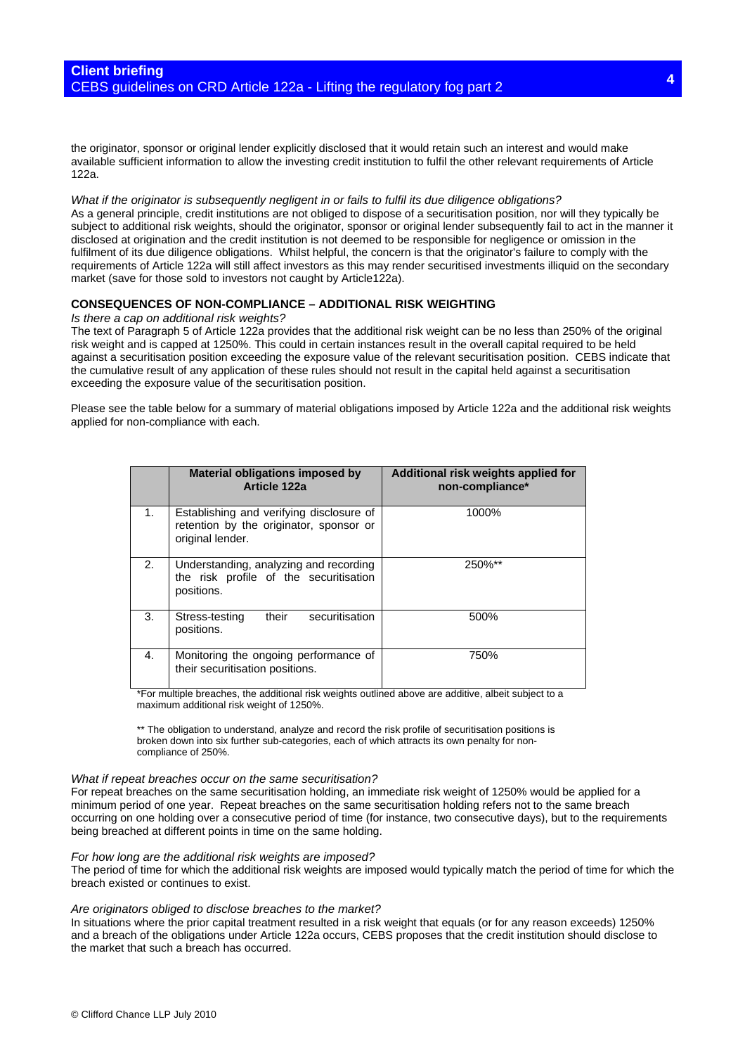the originator, sponsor or original lender explicitly disclosed that it would retain such an interest and would make available sufficient information to allow the investing credit institution to fulfil the other relevant requirements of Article 122a.

*What if the originator is subsequently negligent in or fails to fulfil its due diligence obligations?*

As a general principle, credit institutions are not obliged to dispose of a securitisation position, nor will they typically be subject to additional risk weights, should the originator, sponsor or original lender subsequently fail to act in the manner it disclosed at origination and the credit institution is not deemed to be responsible for negligence or omission in the fulfilment of its due diligence obligations. Whilst helpful, the concern is that the originator's failure to comply with the requirements of Article 122a will still affect investors as this may render securitised investments illiquid on the secondary market (save for those sold to investors not caught by Article122a).

**CONSEQUENCES OF NON-COMPLIANCE – ADDITIONAL RISK WEIGHTING**

*Is there a cap on additional risk weights?*

The text of Paragraph 5 of Article 122a provides that the additional risk weight can be no less than 250% of the original risk weight and is capped at 1250%. This could in certain instances result in the overall capital required to be held against a securitisation position exceeding the exposure value of the relevant securitisation position. CEBS indicate that the cumulative result of any application of these rules should not result in the capital held against a securitisation exceeding the exposure value of the securitisation position.

Please see the table below for a summary of material obligations imposed by Article 122a and the additional risk weights applied for non-compliance with each.

| | Material obligations imposed by Article 122a | Additional risk weights applied for non-compliance* |
|---|---|---|
| 1. | Establishing and verifying disclosure of retention by the originator, sponsor or original lender. | 1000% |
| 2. | Understanding, analyzing and recording the risk profile of the securitisation positions. | 250%** |
| 3. | Stress-testing their securitisation positions. | 500% |
| 4. | Monitoring the ongoing performance of their securitisation positions. | 750% |

*For multiple breaches, the additional risk weights outlined above are additive, albeit subject to a maximum additional risk weight of 1250%.

** The obligation to understand, analyze and record the risk profile of securitisation positions is broken down into six further sub-categories, each of which attracts its own penalty for non-compliance of 250%.

*What if repeat breaches occur on the same securitisation?*

For repeat breaches on the same securitisation holding, an immediate risk weight of 1250% would be applied for a minimum period of one year. Repeat breaches on the same securitisation holding refers not to the same breach occurring on one holding over a consecutive period of time (for instance, two consecutive days), but to the requirements being breached at different points in time on the same holding.

*For how long are the additional risk weights are imposed?*

The period of time for which the additional risk weights are imposed would typically match the period of time for which the breach existed or continues to exist.

*Are originators obliged to disclose breaches to the market?*

In situations where the prior capital treatment resulted in a risk weight that equals (or for any reason exceeds) 1250% and a breach of the obligations under Article 122a occurs, CEBS proposes that the credit institution should disclose to the market that such a breach has occurred.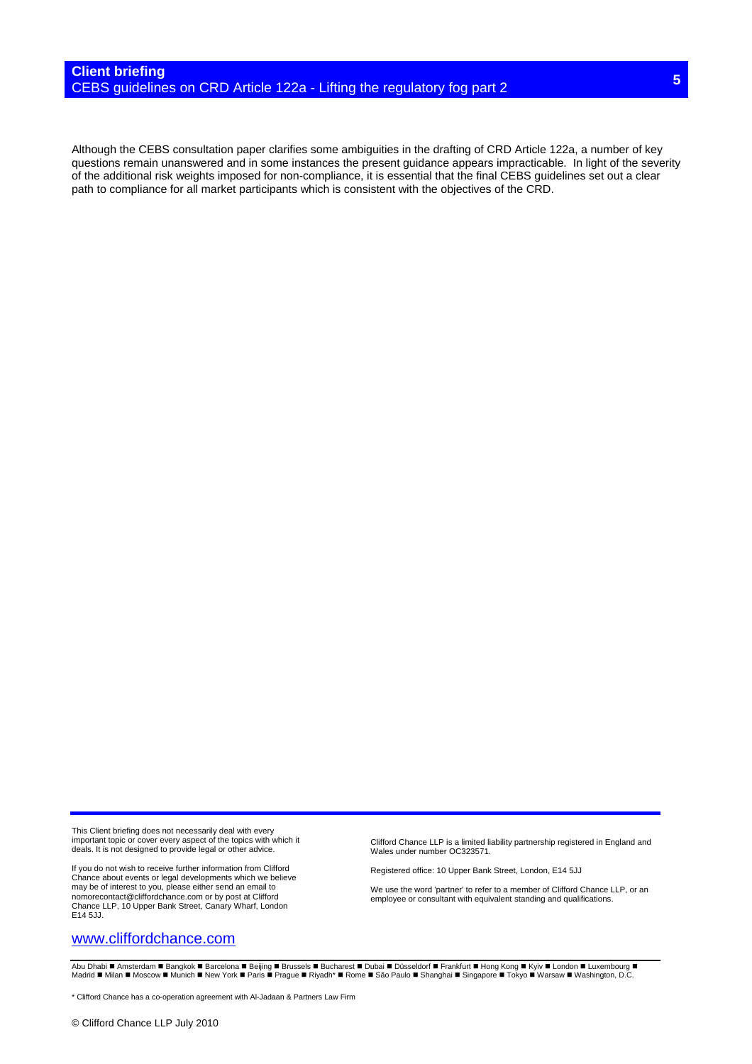Although the CEBS consultation paper clarifies some ambiguities in the drafting of CRD Article 122a, a number of key questions remain unanswered and in some instances the present guidance appears impracticable. In light of the severity of the additional risk weights imposed for non-compliance, it is essential that the final CEBS guidelines set out a clear path to compliance for all market participants which is consistent with the objectives of the CRD.

This Client briefing does not necessarily deal with every important topic or cover every aspect of the topics with which it deals. It is not designed to provide legal or other advice.

If you do not wish to receive further information from Clifford Chance about events or legal developments which we believe may be of interest to you, please either send an email to nomorecontact@cliffordchance.com or by post at Clifford Chance LLP, 10 Upper Bank Street, Canary Wharf, London E14 5JJ.

Clifford Chance LLP is a limited liability partnership registered in England and Wales under number OC323571.

Registered office: 10 Upper Bank Street, London, E14 5JJ

We use the word 'partner' to refer to a member of Clifford Chance LLP, or an employee or consultant with equivalent standing and qualifications.

www.cliffordchance.com

Abu Dhabi ■ Amsterdam ■ Bangkok ■ Barcelona ■ Beijing ■ Brussels ■ Bucharest ■ Dubai ■ Düsseldorf ■ Frankfurt ■ Hong Kong ■ Kyiv ■ London ■ Luxembourg ■ Madrid ■ Milan ■ Moscow ■ Munich ■ New York ■ Paris ■ Prague ■ Riyadh* ■ Rome ■ São Paulo ■ Shanghai ■ Singapore ■ Tokyo ■ Warsaw ■ Washington, D.C.

* Clifford Chance has a co-operation agreement with Al-Jadaan & Partners Law Firm

© Clifford Chance LLP July 2010